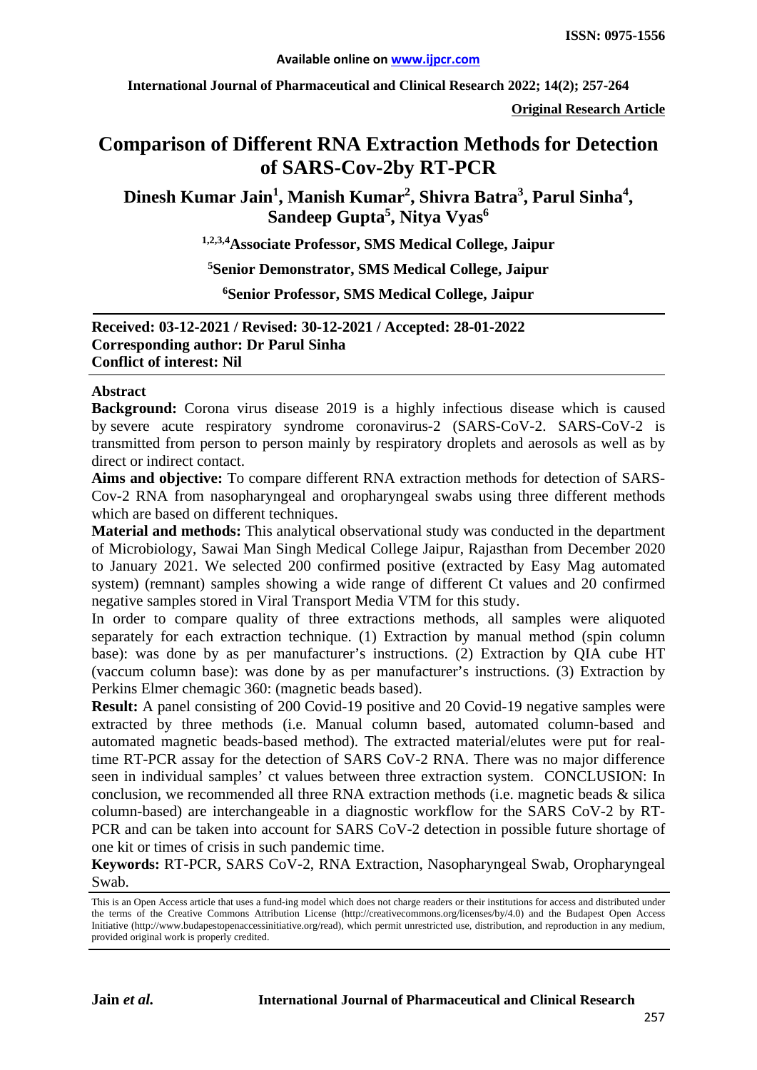**ISSN: 0975-1556**

**Available online on www.ijpcr.com**

**International Journal of Pharmaceutical and Clinical Research 2022; 14(2); 257-264**

**Original Research Article**

# Comparison of Different RNA Extraction Methods for Detection of SARS-Cov-2by RT-PCR

**Dinesh Kumar Jain[1], Manish Kumar[2], Shivra Batra[3], Parul Sinha[4], Sandeep Gupta[5], Nitya Vyas[6]**

**[1,2,3,4]Associate Professor, SMS Medical College, Jaipur**

**[5]Senior Demonstrator, SMS Medical College, Jaipur**

**[6]Senior Professor, SMS Medical College, Jaipur**

**Received: 03-12-2021 / Revised: 30-12-2021 / Accepted: 28-01-2022**
**Corresponding author: Dr Parul Sinha**
**Conflict of interest: Nil**

## Abstract

**Background:** Corona virus disease 2019 is a highly infectious disease which is caused by severe acute respiratory syndrome coronavirus-2 (SARS-CoV-2. SARS-CoV-2 is transmitted from person to person mainly by respiratory droplets and aerosols as well as by direct or indirect contact.

**Aims and objective:** To compare different RNA extraction methods for detection of SARS-Cov-2 RNA from nasopharyngeal and oropharyngeal swabs using three different methods which are based on different techniques.

**Material and methods:** This analytical observational study was conducted in the department of Microbiology, Sawai Man Singh Medical College Jaipur, Rajasthan from December 2020 to January 2021. We selected 200 confirmed positive (extracted by Easy Mag automated system) (remnant) samples showing a wide range of different Ct values and 20 confirmed negative samples stored in Viral Transport Media VTM for this study.

In order to compare quality of three extractions methods, all samples were aliquoted separately for each extraction technique. (1) Extraction by manual method (spin column base): was done by as per manufacturer's instructions. (2) Extraction by QIA cube HT (vaccum column base): was done by as per manufacturer's instructions. (3) Extraction by Perkins Elmer chemagic 360: (magnetic beads based).

**Result:** A panel consisting of 200 Covid-19 positive and 20 Covid-19 negative samples were extracted by three methods (i.e. Manual column based, automated column-based and automated magnetic beads-based method). The extracted material/elutes were put for real-time RT-PCR assay for the detection of SARS CoV-2 RNA. There was no major difference seen in individual samples' ct values between three extraction system. CONCLUSION: In conclusion, we recommended all three RNA extraction methods (i.e. magnetic beads & silica column-based) are interchangeable in a diagnostic workflow for the SARS CoV-2 by RT-PCR and can be taken into account for SARS CoV-2 detection in possible future shortage of one kit or times of crisis in such pandemic time.

**Keywords:** RT-PCR, SARS CoV-2, RNA Extraction, Nasopharyngeal Swab, Oropharyngeal Swab.

This is an Open Access article that uses a fund-ing model which does not charge readers or their institutions for access and distributed under the terms of the Creative Commons Attribution License (http://creativecommons.org/licenses/by/4.0) and the Budapest Open Access Initiative (http://www.budapestopenaccessinitiative.org/read), which permit unrestricted use, distribution, and reproduction in any medium, provided original work is properly credited.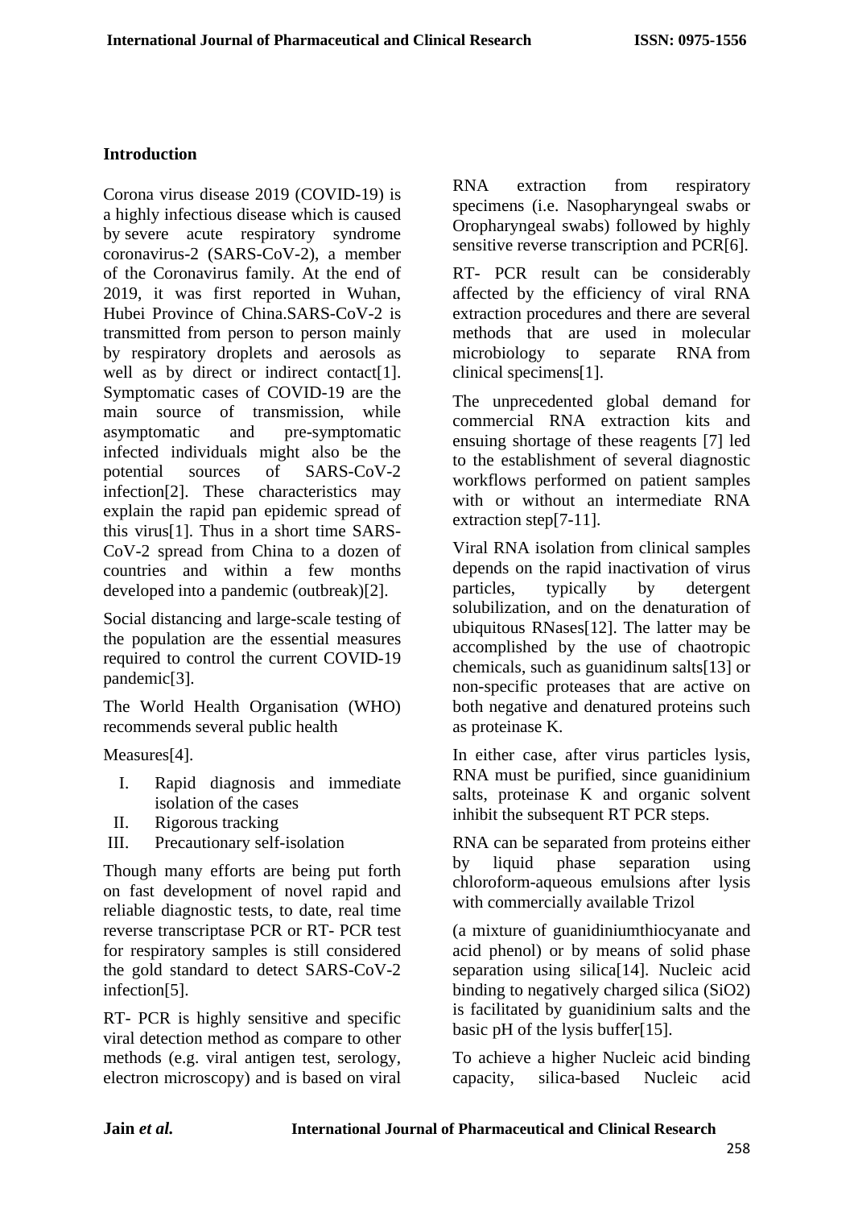## Introduction

Corona virus disease 2019 (COVID-19) is a highly infectious disease which is caused by severe acute respiratory syndrome coronavirus-2 (SARS-CoV-2), a member of the Coronavirus family. At the end of 2019, it was first reported in Wuhan, Hubei Province of China.SARS-CoV-2 is transmitted from person to person mainly by respiratory droplets and aerosols as well as by direct or indirect contact[1]. Symptomatic cases of COVID-19 are the main source of transmission, while asymptomatic and pre-symptomatic infected individuals might also be the potential sources of SARS-CoV-2 infection[2]. These characteristics may explain the rapid pan epidemic spread of this virus[1]. Thus in a short time SARS-CoV-2 spread from China to a dozen of countries and within a few months developed into a pandemic (outbreak)[2].

Social distancing and large-scale testing of the population are the essential measures required to control the current COVID-19 pandemic[3].

The World Health Organisation (WHO) recommends several public health

Measures[4].

I. Rapid diagnosis and immediate isolation of the cases
II. Rigorous tracking
III. Precautionary self-isolation

Though many efforts are being put forth on fast development of novel rapid and reliable diagnostic tests, to date, real time reverse transcriptase PCR or RT- PCR test for respiratory samples is still considered the gold standard to detect SARS-CoV-2 infection[5].

RT- PCR is highly sensitive and specific viral detection method as compare to other methods (e.g. viral antigen test, serology, electron microscopy) and is based on viral RNA extraction from respiratory specimens (i.e. Nasopharyngeal swabs or Oropharyngeal swabs) followed by highly sensitive reverse transcription and PCR[6].

RT- PCR result can be considerably affected by the efficiency of viral RNA extraction procedures and there are several methods that are used in molecular microbiology to separate RNA from clinical specimens[1].

The unprecedented global demand for commercial RNA extraction kits and ensuing shortage of these reagents [7] led to the establishment of several diagnostic workflows performed on patient samples with or without an intermediate RNA extraction step[7-11].

Viral RNA isolation from clinical samples depends on the rapid inactivation of virus particles, typically by detergent solubilization, and on the denaturation of ubiquitous RNases[12]. The latter may be accomplished by the use of chaotropic chemicals, such as guanidinum salts[13] or non-specific proteases that are active on both negative and denatured proteins such as proteinase K.

In either case, after virus particles lysis, RNA must be purified, since guanidinium salts, proteinase K and organic solvent inhibit the subsequent RT PCR steps.

RNA can be separated from proteins either by liquid phase separation using chloroform-aqueous emulsions after lysis with commercially available Trizol

(a mixture of guanidiniumthiocyanate and acid phenol) or by means of solid phase separation using silica[14]. Nucleic acid binding to negatively charged silica ($SiO_2$) is facilitated by guanidinium salts and the basic pH of the lysis buffer[15].

To achieve a higher Nucleic acid binding capacity, silica-based Nucleic acid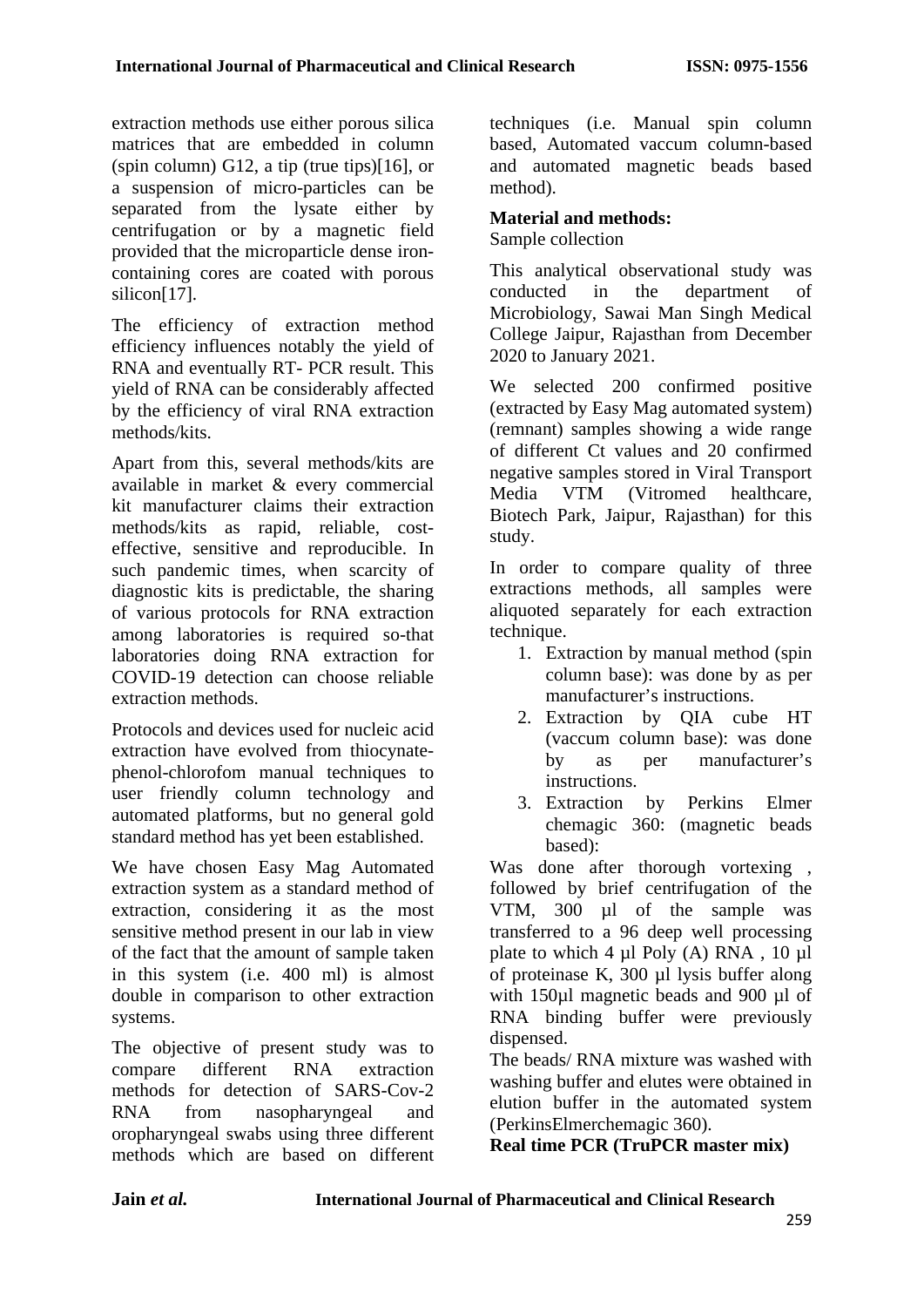extraction methods use either porous silica matrices that are embedded in column (spin column) G12, a tip (true tips)[16], or a suspension of micro-particles can be separated from the lysate either by centrifugation or by a magnetic field provided that the microparticle dense iron-containing cores are coated with porous silicon[17].

The efficiency of extraction method efficiency influences notably the yield of RNA and eventually RT- PCR result. This yield of RNA can be considerably affected by the efficiency of viral RNA extraction methods/kits.

Apart from this, several methods/kits are available in market & every commercial kit manufacturer claims their extraction methods/kits as rapid, reliable, cost-effective, sensitive and reproducible. In such pandemic times, when scarcity of diagnostic kits is predictable, the sharing of various protocols for RNA extraction among laboratories is required so-that laboratories doing RNA extraction for COVID-19 detection can choose reliable extraction methods.

Protocols and devices used for nucleic acid extraction have evolved from thiocynate-phenol-chlorofom manual techniques to user friendly column technology and automated platforms, but no general gold standard method has yet been established.

We have chosen Easy Mag Automated extraction system as a standard method of extraction, considering it as the most sensitive method present in our lab in view of the fact that the amount of sample taken in this system (i.e. 400 ml) is almost double in comparison to other extraction systems.

The objective of present study was to compare different RNA extraction methods for detection of SARS-Cov-2 RNA from nasopharyngeal and oropharyngeal swabs using three different methods which are based on different techniques (i.e. Manual spin column based, Automated vaccum column-based and automated magnetic beads based method).

**Material and methods:**

Sample collection

This analytical observational study was conducted in the department of Microbiology, Sawai Man Singh Medical College Jaipur, Rajasthan from December 2020 to January 2021.

We selected 200 confirmed positive (extracted by Easy Mag automated system) (remnant) samples showing a wide range of different Ct values and 20 confirmed negative samples stored in Viral Transport Media VTM (Vitromed healthcare, Biotech Park, Jaipur, Rajasthan) for this study.

In order to compare quality of three extractions methods, all samples were aliquoted separately for each extraction technique.

1. Extraction by manual method (spin column base): was done by as per manufacturer's instructions.
2. Extraction by QIA cube HT (vaccum column base): was done by as per manufacturer's instructions.
3. Extraction by Perkins Elmer chemagic 360: (magnetic beads based):

Was done after thorough vortexing , followed by brief centrifugation of the VTM, 300 µl of the sample was transferred to a 96 deep well processing plate to which 4 µl Poly (A) RNA , 10 µl of proteinase K, 300 µl lysis buffer along with 150µl magnetic beads and 900 µl of RNA binding buffer were previously dispensed.

The beads/ RNA mixture was washed with washing buffer and elutes were obtained in elution buffer in the automated system (PerkinsElmerchemagic 360).

**Real time PCR (TruPCR master mix)**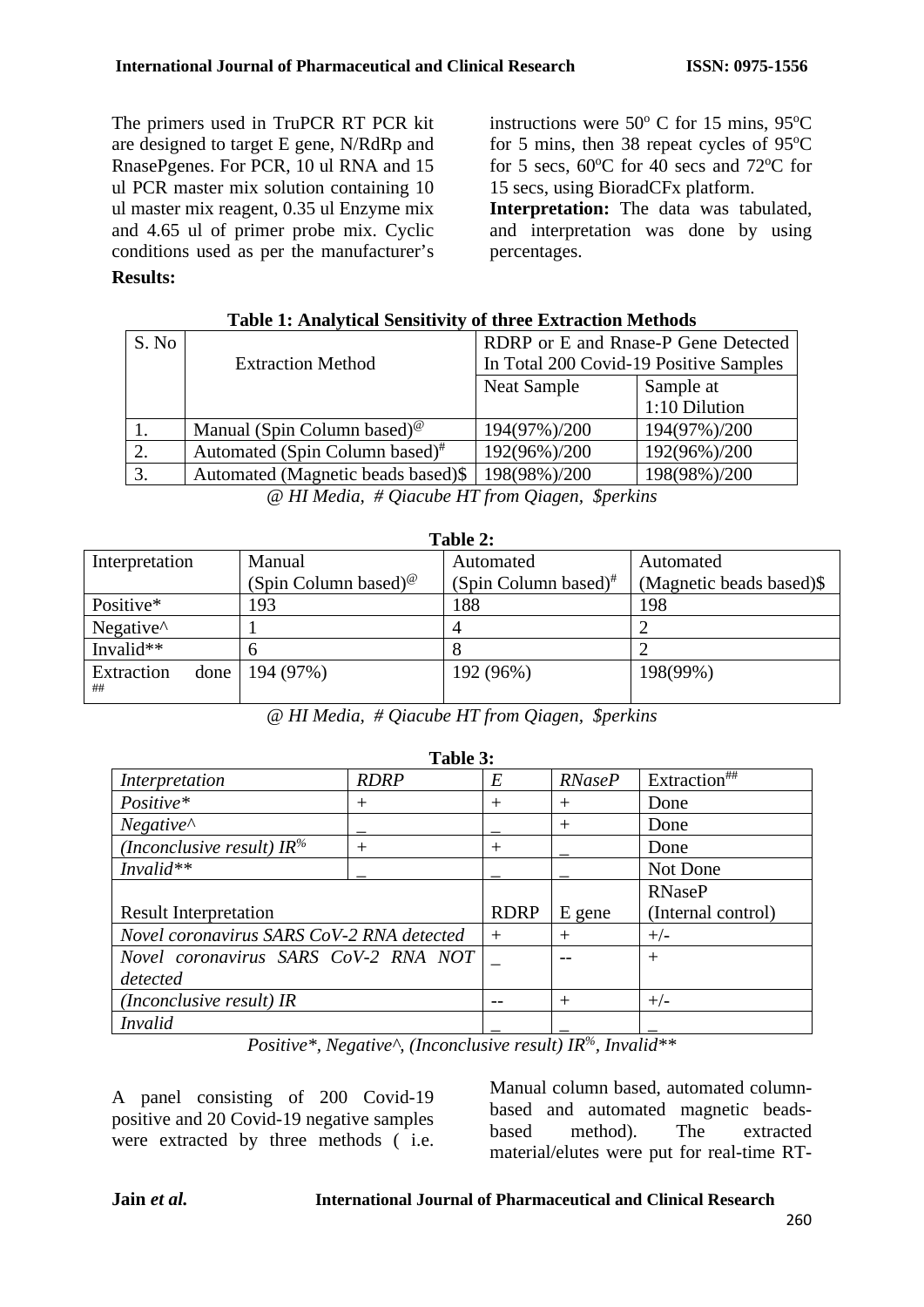The primers used in TruPCR RT PCR kit are designed to target E gene, N/RdRp and RnasePgenes. For PCR, 10 ul RNA and 15 ul PCR master mix solution containing 10 ul master mix reagent, 0.35 ul Enzyme mix and 4.65 ul of primer probe mix. Cyclic conditions used as per the manufacturer's instructions were 50$^{o}$ C for 15 mins, 95$^{o}$C for 5 mins, then 38 repeat cycles of 95$^{o}$C for 5 secs, 60$^{o}$C for 40 secs and 72$^{o}$C for 15 secs, using BioradCFx platform.

**Interpretation:** The data was tabulated, and interpretation was done by using percentages.

**Results:**

**Table 1: Analytical Sensitivity of three Extraction Methods**

| S. No | Extraction Method | RDRP or E and Rnase-P Gene Detected In Total 200 Covid-19 Positive Samples | |
|---|---|---|---|
| | | Neat Sample | Sample at 1:10 Dilution |
| 1. | Manual (Spin Column based)@ | 194(97%)/200 | 194(97%)/200 |
| 2. | Automated (Spin Column based)# | 192(96%)/200 | 192(96%)/200 |
| 3. | Automated (Magnetic beads based)$ | 198(98%)/200 | 198(98%)/200 |

*@ HI Media, # Qiacube HT from Qiagen, $perkins*

**Table 2:**

| Interpretation | Manual (Spin Column based)@ | Automated (Spin Column based)# | Automated (Magnetic beads based)$ |
|---|---|---|---|
| Positive* | 193 | 188 | 198 |
| Negative^ | 1 | 4 | 2 |
| Invalid** | 6 | 8 | 2 |
| Extraction done ## | 194 (97%) | 192 (96%) | 198(99%) |

*@ HI Media, # Qiacube HT from Qiagen, $perkins*

**Table 3:**

| *Interpretation* | *RDRP* | *E* | *RNaseP* | Extraction## |
|---|---|---|---|---|
| *Positive** | + | + | + | Done |
| *Negative^* | _ | _ | + | Done |
| *(Inconclusive result) IR%* | + | + | _ | Done |
| *Invalid*** | _ | _ | _ | Not Done |
| Result Interpretation | | RDRP | E gene | RNaseP (Internal control) |
| *Novel coronavirus SARS CoV-2 RNA detected* | | + | + | +/- |
| *Novel coronavirus SARS CoV-2 RNA NOT detected* | | _ | -- | + |
| *(Inconclusive result) IR* | | -- | + | +/- |
| *Invalid* | | _ | _ | _ |

*Positive*, Negative^, (Inconclusive result) IR%, Invalid***

A panel consisting of 200 Covid-19 positive and 20 Covid-19 negative samples were extracted by three methods ( i.e. Manual column based, automated column-based and automated magnetic beads-based method). The extracted material/elutes were put for real-time RT-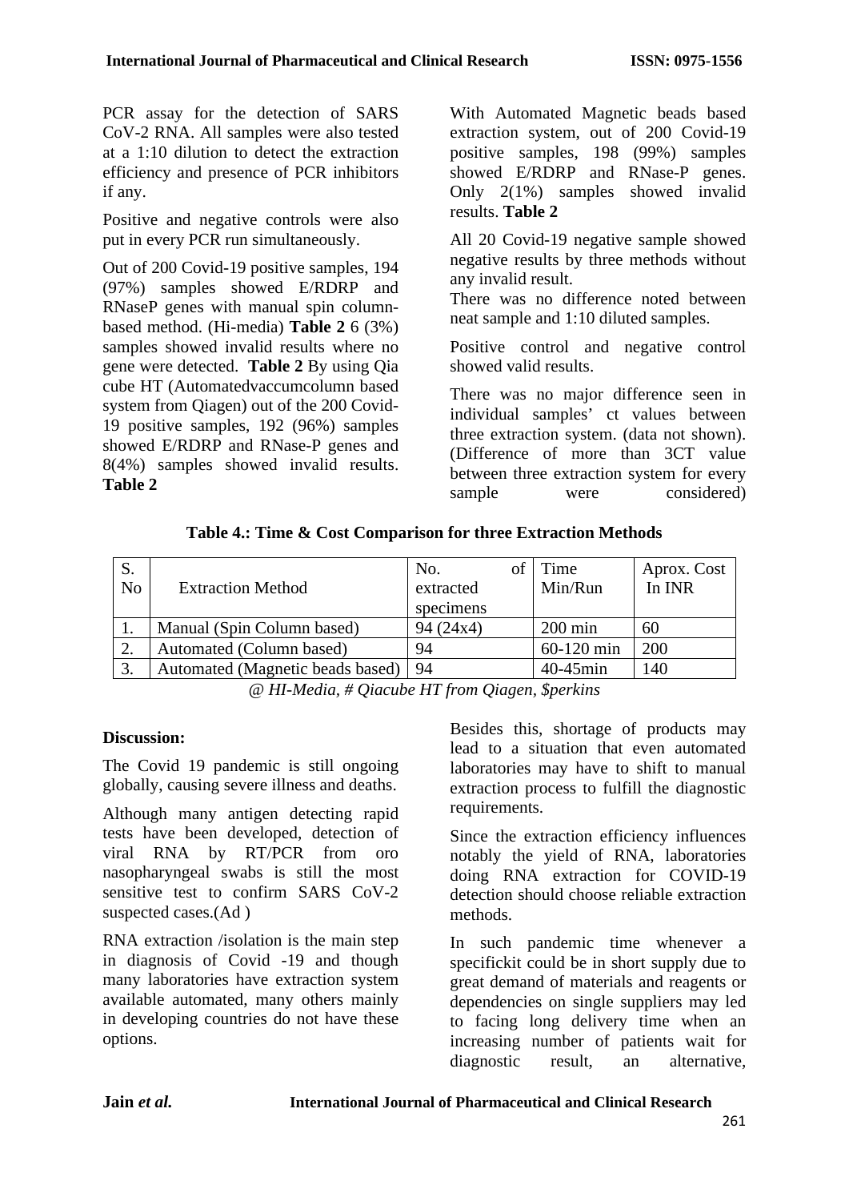PCR assay for the detection of SARS CoV-2 RNA. All samples were also tested at a 1:10 dilution to detect the extraction efficiency and presence of PCR inhibitors if any.

Positive and negative controls were also put in every PCR run simultaneously.

Out of 200 Covid-19 positive samples, 194 (97%) samples showed E/RDRP and RNaseP genes with manual spin column-based method. (Hi-media) **Table 2** 6 (3%) samples showed invalid results where no gene were detected. **Table 2** By using Qia cube HT (Automatedvaccumcolumn based system from Qiagen) out of the 200 Covid-19 positive samples, 192 (96%) samples showed E/RDRP and RNase-P genes and 8(4%) samples showed invalid results. **Table 2**

With Automated Magnetic beads based extraction system, out of 200 Covid-19 positive samples, 198 (99%) samples showed E/RDRP and RNase-P genes. Only 2(1%) samples showed invalid results. **Table 2**

All 20 Covid-19 negative sample showed negative results by three methods without any invalid result.

There was no difference noted between neat sample and 1:10 diluted samples.

Positive control and negative control showed valid results.

There was no major difference seen in individual samples' ct values between three extraction system. (data not shown). (Difference of more than 3CT value between three extraction system for every sample were considered)

**Table 4.: Time & Cost Comparison for three Extraction Methods**

| S. No | Extraction Method | No. of extracted specimens | Time Min/Run | Aprox. Cost In INR |
|---|---|---|---|---|
| 1. | Manual (Spin Column based) | 94 (24x4) | 200 min | 60 |
| 2. | Automated (Column based) | 94 | 60-120 min | 200 |
| 3. | Automated (Magnetic beads based) | 94 | 40-45min | 140 |

*@ HI-Media, # Qiacube HT from Qiagen, $perkins*

**Discussion:**

The Covid 19 pandemic is still ongoing globally, causing severe illness and deaths.

Although many antigen detecting rapid tests have been developed, detection of viral RNA by RT/PCR from oro nasopharyngeal swabs is still the most sensitive test to confirm SARS CoV-2 suspected cases.(Ad )

RNA extraction /isolation is the main step in diagnosis of Covid -19 and though many laboratories have extraction system available automated, many others mainly in developing countries do not have these options.

Besides this, shortage of products may lead to a situation that even automated laboratories may have to shift to manual extraction process to fulfill the diagnostic requirements.

Since the extraction efficiency influences notably the yield of RNA, laboratories doing RNA extraction for COVID-19 detection should choose reliable extraction methods.

In such pandemic time whenever a specifickit could be in short supply due to great demand of materials and reagents or dependencies on single suppliers may led to facing long delivery time when an increasing number of patients wait for diagnostic result, an alternative,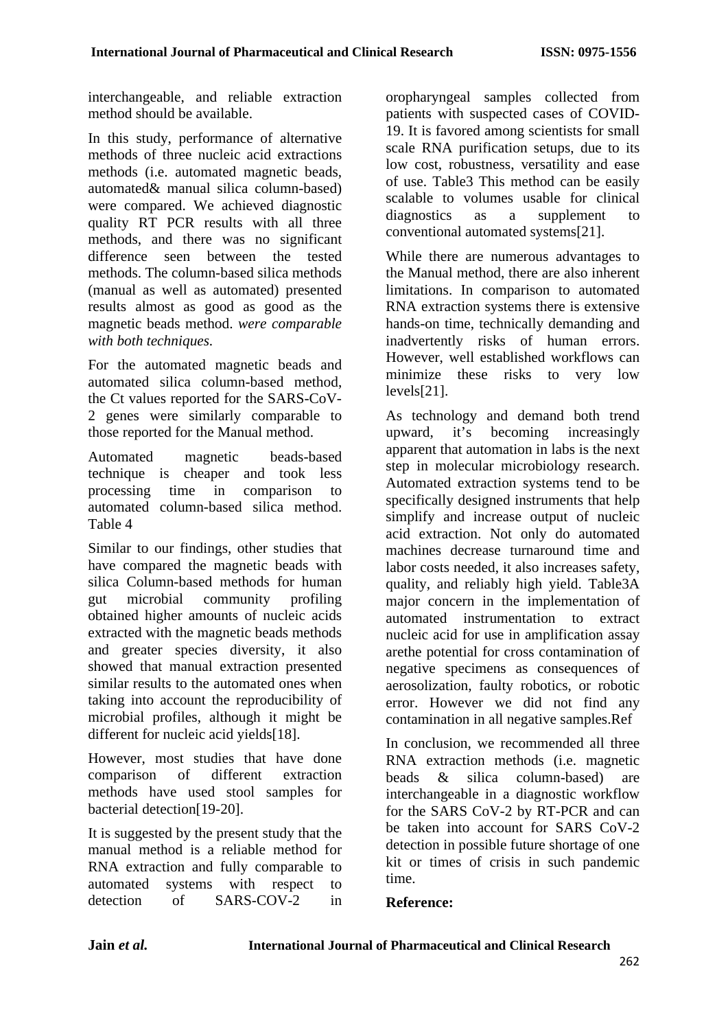interchangeable, and reliable extraction method should be available.

In this study, performance of alternative methods of three nucleic acid extractions methods (i.e. automated magnetic beads, automated& manual silica column-based) were compared. We achieved diagnostic quality RT PCR results with all three methods, and there was no significant difference seen between the tested methods. The column-based silica methods (manual as well as automated) presented results almost as good as good as the magnetic beads method. *were comparable with both techniques.*

For the automated magnetic beads and automated silica column-based method, the Ct values reported for the SARS-CoV-2 genes were similarly comparable to those reported for the Manual method.

Automated magnetic beads-based technique is cheaper and took less processing time in comparison to automated column-based silica method. Table 4

Similar to our findings, other studies that have compared the magnetic beads with silica Column-based methods for human gut microbial community profiling obtained higher amounts of nucleic acids extracted with the magnetic beads methods and greater species diversity, it also showed that manual extraction presented similar results to the automated ones when taking into account the reproducibility of microbial profiles, although it might be different for nucleic acid yields[18].

However, most studies that have done comparison of different extraction methods have used stool samples for bacterial detection[19-20].

It is suggested by the present study that the manual method is a reliable method for RNA extraction and fully comparable to automated systems with respect to detection of SARS-COV-2 in oropharyngeal samples collected from patients with suspected cases of COVID-19. It is favored among scientists for small scale RNA purification setups, due to its low cost, robustness, versatility and ease of use. Table3 This method can be easily scalable to volumes usable for clinical diagnostics as a supplement to conventional automated systems[21].

While there are numerous advantages to the Manual method, there are also inherent limitations. In comparison to automated RNA extraction systems there is extensive hands-on time, technically demanding and inadvertently risks of human errors. However, well established workflows can minimize these risks to very low levels[21].

As technology and demand both trend upward, it's becoming increasingly apparent that automation in labs is the next step in molecular microbiology research. Automated extraction systems tend to be specifically designed instruments that help simplify and increase output of nucleic acid extraction. Not only do automated machines decrease turnaround time and labor costs needed, it also increases safety, quality, and reliably high yield. Table3A major concern in the implementation of automated instrumentation to extract nucleic acid for use in amplification assay arethe potential for cross contamination of negative specimens as consequences of aerosolization, faulty robotics, or robotic error. However we did not find any contamination in all negative samples.Ref

In conclusion, we recommended all three RNA extraction methods (i.e. magnetic beads & silica column-based) are interchangeable in a diagnostic workflow for the SARS CoV-2 by RT-PCR and can be taken into account for SARS CoV-2 detection in possible future shortage of one kit or times of crisis in such pandemic time.

**Reference:**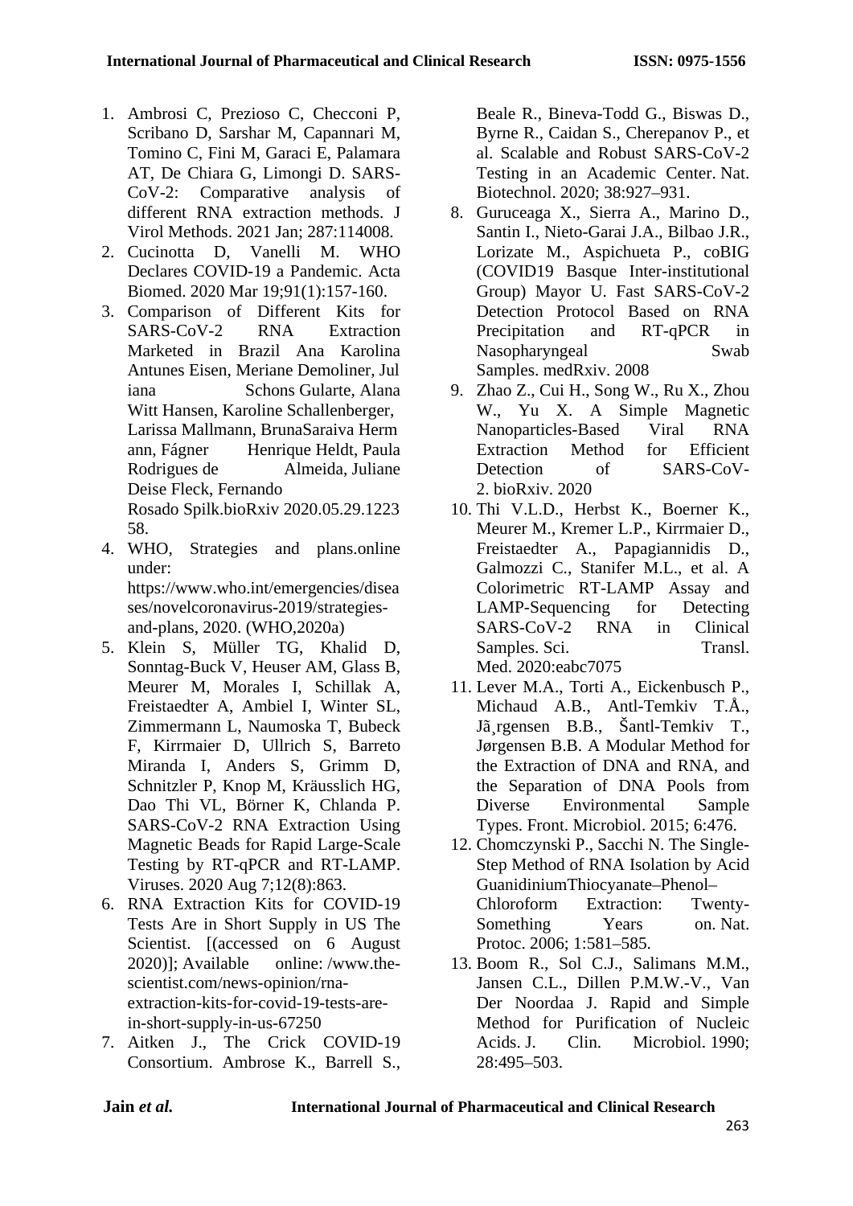1. Ambrosi C, Prezioso C, Checconi P, Scribano D, Sarshar M, Capannari M, Tomino C, Fini M, Garaci E, Palamara AT, De Chiara G, Limongi D. SARS-CoV-2: Comparative analysis of different RNA extraction methods. J Virol Methods. 2021 Jan; 287:114008.
2. Cucinotta D, Vanelli M. WHO Declares COVID-19 a Pandemic. Acta Biomed. 2020 Mar 19;91(1):157-160.
3. Comparison of Different Kits for SARS-CoV-2 RNA Extraction Marketed in Brazil Ana Karolina Antunes Eisen, Meriane Demoliner, Juliana Schons Gularte, Alana Witt Hansen, Karoline Schallenberger, Larissa Mallmann, BrunaSaraiva Hermann, Fágner Henrique Heldt, Paula Rodrigues de Almeida, Juliane Deise Fleck, Fernando Rosado Spilk.bioRxiv 2020.05.29.122358.
4. WHO, Strategies and plans.online under: https://www.who.int/emergencies/diseases/novelcoronavirus-2019/strategies-and-plans, 2020. (WHO,2020a)
5. Klein S, Müller TG, Khalid D, Sonntag-Buck V, Heuser AM, Glass B, Meurer M, Morales I, Schillak A, Freistaedter A, Ambiel I, Winter SL, Zimmermann L, Naumoska T, Bubeck F, Kirrmaier D, Ullrich S, Barreto Miranda I, Anders S, Grimm D, Schnitzler P, Knop M, Kräusslich HG, Dao Thi VL, Börner K, Chlanda P. SARS-CoV-2 RNA Extraction Using Magnetic Beads for Rapid Large-Scale Testing by RT-qPCR and RT-LAMP. Viruses. 2020 Aug 7;12(8):863.
6. RNA Extraction Kits for COVID-19 Tests Are in Short Supply in US The Scientist. [(accessed on 6 August 2020)]; Available online: /www.the-scientist.com/news-opinion/rna-extraction-kits-for-covid-19-tests-are-in-short-supply-in-us-67250
7. Aitken J., The Crick COVID-19 Consortium. Ambrose K., Barrell S., Beale R., Bineva-Todd G., Biswas D., Byrne R., Caidan S., Cherepanov P., et al. Scalable and Robust SARS-CoV-2 Testing in an Academic Center. Nat. Biotechnol. 2020; 38:927–931.
8. Guruceaga X., Sierra A., Marino D., Santin I., Nieto-Garai J.A., Bilbao J.R., Lorizate M., Aspichueta P., coBIG (COVID19 Basque Inter-institutional Group) Mayor U. Fast SARS-CoV-2 Detection Protocol Based on RNA Precipitation and RT-qPCR in Nasopharyngeal Swab Samples. medRxiv. 2008
9. Zhao Z., Cui H., Song W., Ru X., Zhou W., Yu X. A Simple Magnetic Nanoparticles-Based Viral RNA Extraction Method for Efficient Detection of SARS-CoV-2. bioRxiv. 2020
10. Thi V.L.D., Herbst K., Boerner K., Meurer M., Kremer L.P., Kirrmaier D., Freistaedter A., Papagiannidis D., Galmozzi C., Stanifer M.L., et al. A Colorimetric RT-LAMP Assay and LAMP-Sequencing for Detecting SARS-CoV-2 RNA in Clinical Samples. Sci. Transl. Med. 2020:eabc7075
11. Lever M.A., Torti A., Eickenbusch P., Michaud A.B., Antl-Temkiv T.Å., Jã¸rgensen B.B., Šantl-Temkiv T., Jørgensen B.B. A Modular Method for the Extraction of DNA and RNA, and the Separation of DNA Pools from Diverse Environmental Sample Types. Front. Microbiol. 2015; 6:476.
12. Chomczynski P., Sacchi N. The Single-Step Method of RNA Isolation by Acid GuanidiniumThiocyanate–Phenol–Chloroform Extraction: Twenty-Something Years on. Nat. Protoc. 2006; 1:581–585.
13. Boom R., Sol C.J., Salimans M.M., Jansen C.L., Dillen P.M.W.-V., Van Der Noordaa J. Rapid and Simple Method for Purification of Nucleic Acids. J. Clin. Microbiol. 1990; 28:495–503.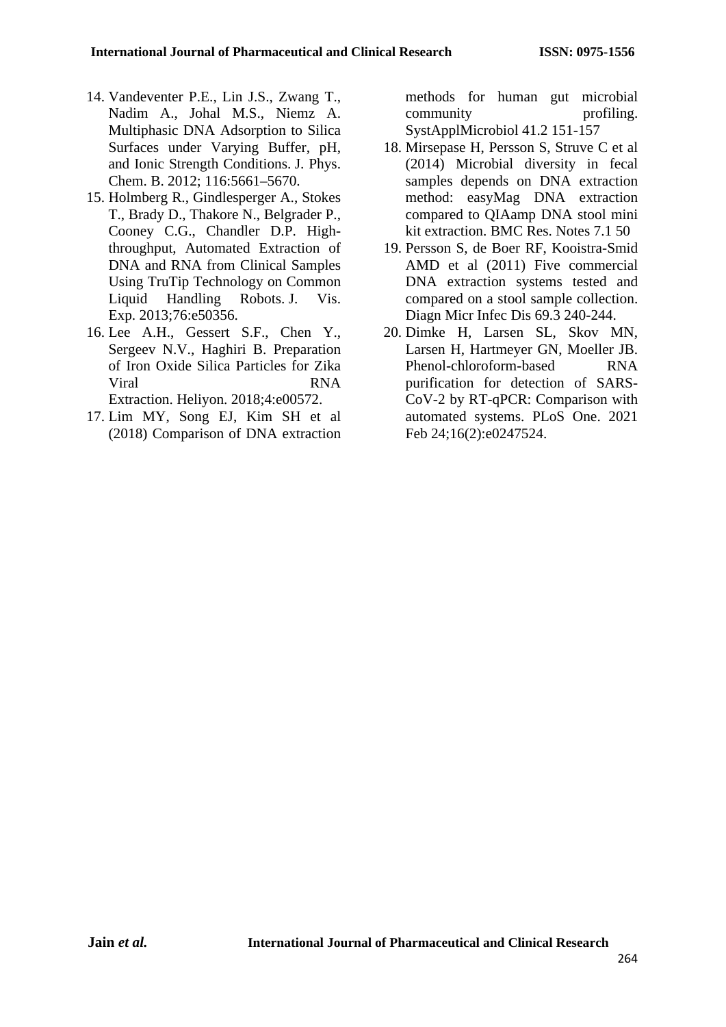14. Vandeventer P.E., Lin J.S., Zwang T., Nadim A., Johal M.S., Niemz A. Multiphasic DNA Adsorption to Silica Surfaces under Varying Buffer, pH, and Ionic Strength Conditions. J. Phys. Chem. B. 2012; 116:5661–5670.
15. Holmberg R., Gindlesperger A., Stokes T., Brady D., Thakore N., Belgrader P., Cooney C.G., Chandler D.P. High-throughput, Automated Extraction of DNA and RNA from Clinical Samples Using TruTip Technology on Common Liquid Handling Robots. J. Vis. Exp. 2013;76:e50356.
16. Lee A.H., Gessert S.F., Chen Y., Sergeev N.V., Haghiri B. Preparation of Iron Oxide Silica Particles for Zika Viral RNA Extraction. Heliyon. 2018;4:e00572.
17. Lim MY, Song EJ, Kim SH et al (2018) Comparison of DNA extraction methods for human gut microbial community profiling. SystApplMicrobiol 41.2 151-157
18. Mirsepase H, Persson S, Struve C et al (2014) Microbial diversity in fecal samples depends on DNA extraction method: easyMag DNA extraction compared to QIAamp DNA stool mini kit extraction. BMC Res. Notes 7.1 50
19. Persson S, de Boer RF, Kooistra-Smid AMD et al (2011) Five commercial DNA extraction systems tested and compared on a stool sample collection. Diagn Micr Infec Dis 69.3 240-244.
20. Dimke H, Larsen SL, Skov MN, Larsen H, Hartmeyer GN, Moeller JB. Phenol-chloroform-based RNA purification for detection of SARS-CoV-2 by RT-qPCR: Comparison with automated systems. PLoS One. 2021 Feb 24;16(2):e0247524.